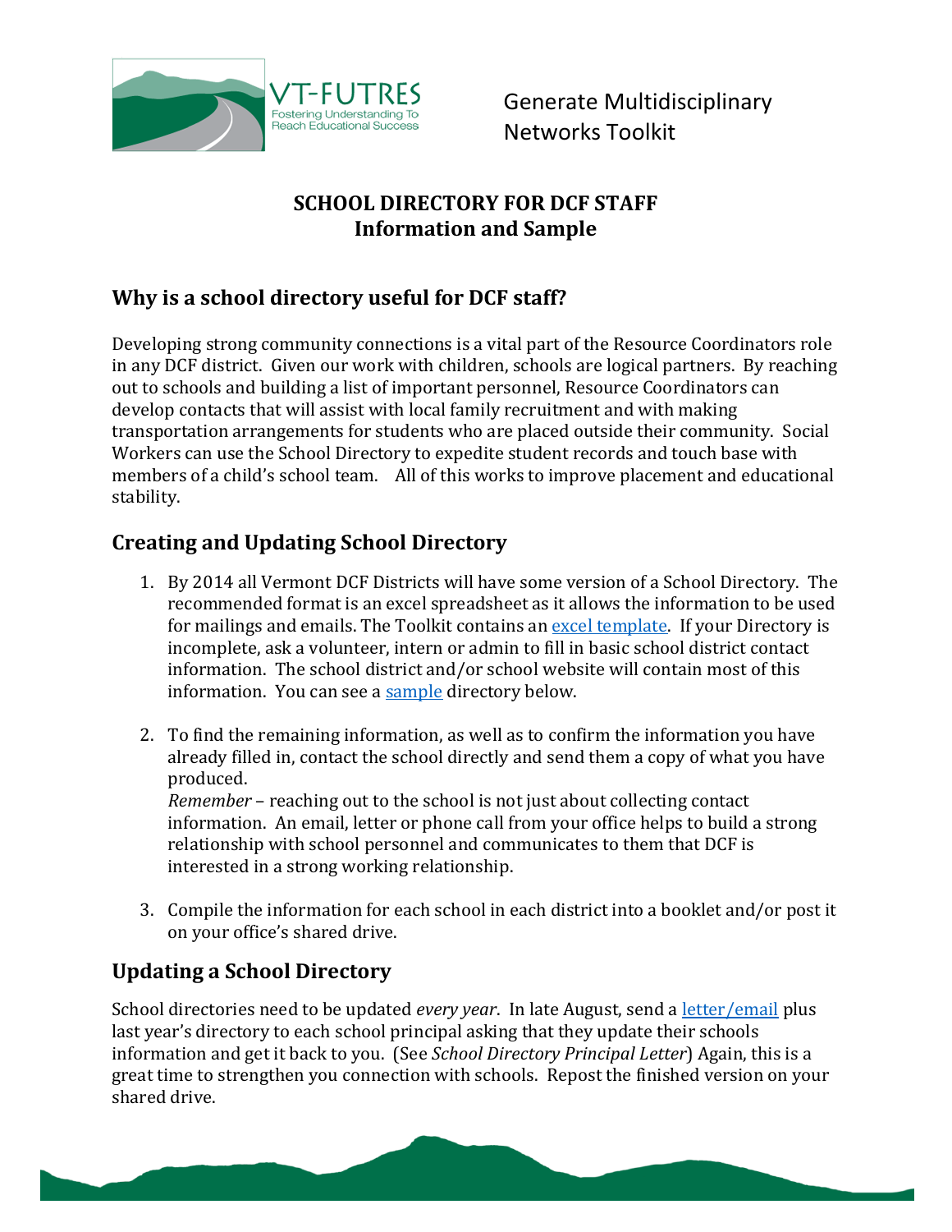VT-FUTRES
Fostering Understanding To Reach Educational Success

Generate Multidisciplinary Networks Toolkit

# SCHOOL DIRECTORY FOR DCF STAFF
# Information and Sample

## Why is a school directory useful for DCF staff?

Developing strong community connections is a vital part of the Resource Coordinators role in any DCF district. Given our work with children, schools are logical partners. By reaching out to schools and building a list of important personnel, Resource Coordinators can develop contacts that will assist with local family recruitment and with making transportation arrangements for students who are placed outside their community. Social Workers can use the School Directory to expedite student records and touch base with members of a child's school team. All of this works to improve placement and educational stability.

## Creating and Updating School Directory

1. By 2014 all Vermont DCF Districts will have some version of a School Directory. The recommended format is an excel spreadsheet as it allows the information to be used for mailings and emails. The Toolkit contains an excel template. If your Directory is incomplete, ask a volunteer, intern or admin to fill in basic school district contact information. The school district and/or school website will contain most of this information. You can see a sample directory below.

2. To find the remaining information, as well as to confirm the information you have already filled in, contact the school directly and send them a copy of what you have produced.
   *Remember* – reaching out to the school is not just about collecting contact information. An email, letter or phone call from your office helps to build a strong relationship with school personnel and communicates to them that DCF is interested in a strong working relationship.

3. Compile the information for each school in each district into a booklet and/or post it on your office's shared drive.

## Updating a School Directory

School directories need to be updated *every year*. In late August, send a letter/email plus last year's directory to each school principal asking that they update their schools information and get it back to you. (See *School Directory Principal Letter*) Again, this is a great time to strengthen you connection with schools. Repost the finished version on your shared drive.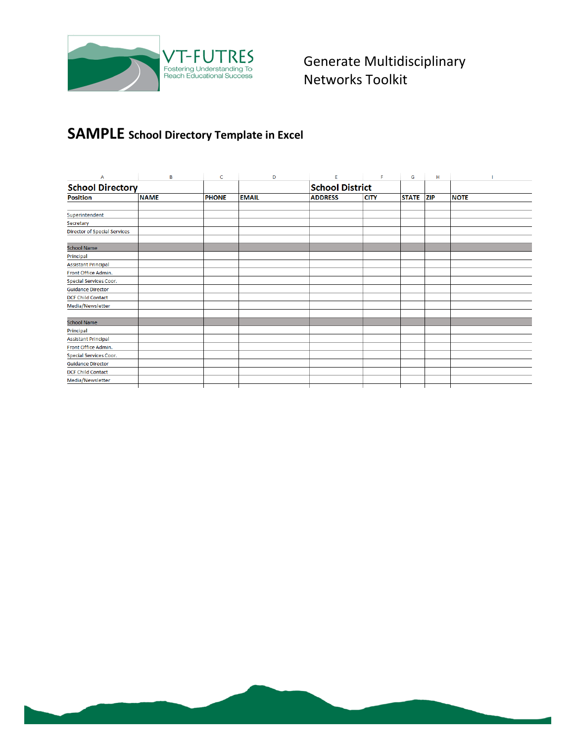Generate Multidisciplinary Networks Toolkit

## SAMPLE School Directory Template in Excel

| A | B | C | D | E | F | G | H | I |
|---|---|---|---|---|---|---|---|---|
| **School Directory** | | | | **School District** | | | | |
| **Position** | **NAME** | **PHONE** | **EMAIL** | **ADDRESS** | **CITY** | **STATE** | **ZIP** | **NOTE** |
| | | | | | | | | |
| Superintendent | | | | | | | | |
| Secretary | | | | | | | | |
| Director of Special Services | | | | | | | | |
| | | | | | | | | |
| School Name | | | | | | | | |
| Principal | | | | | | | | |
| Assistant Principal | | | | | | | | |
| Front Office Admin. | | | | | | | | |
| Special Services Coor. | | | | | | | | |
| Guidance Director | | | | | | | | |
| DCF Child Contact | | | | | | | | |
| Media/Newsletter | | | | | | | | |
| | | | | | | | | |
| School Name | | | | | | | | |
| Principal | | | | | | | | |
| Assistant Principal | | | | | | | | |
| Front Office Admin. | | | | | | | | |
| Special Services Coor. | | | | | | | | |
| Guidance Director | | | | | | | | |
| DCF Child Contact | | | | | | | | |
| Media/Newsletter | | | | | | | | |